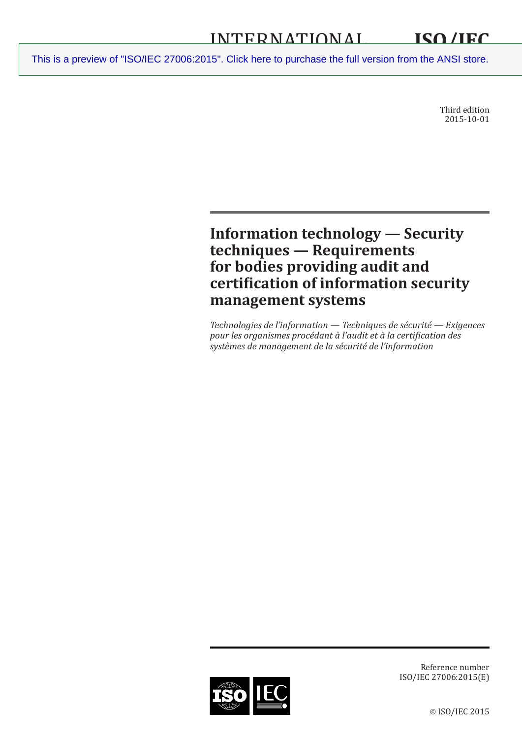INTERNATIONAL STANDARD **ISO/IEC 27006**

This is a preview of "ISO/IEC 27006:2015". Click here to purchase the full version from the ANSI store.

Third edition
2015-10-01

# Information technology — Security techniques — Requirements for bodies providing audit and certification of information security management systems

*Technologies de l'information — Techniques de sécurité — Exigences pour les organismes procédant à l'audit et à la certification des systèmes de management de la sécurité de l'information*

Reference number
ISO/IEC 27006:2015(E)

© ISO/IEC 2015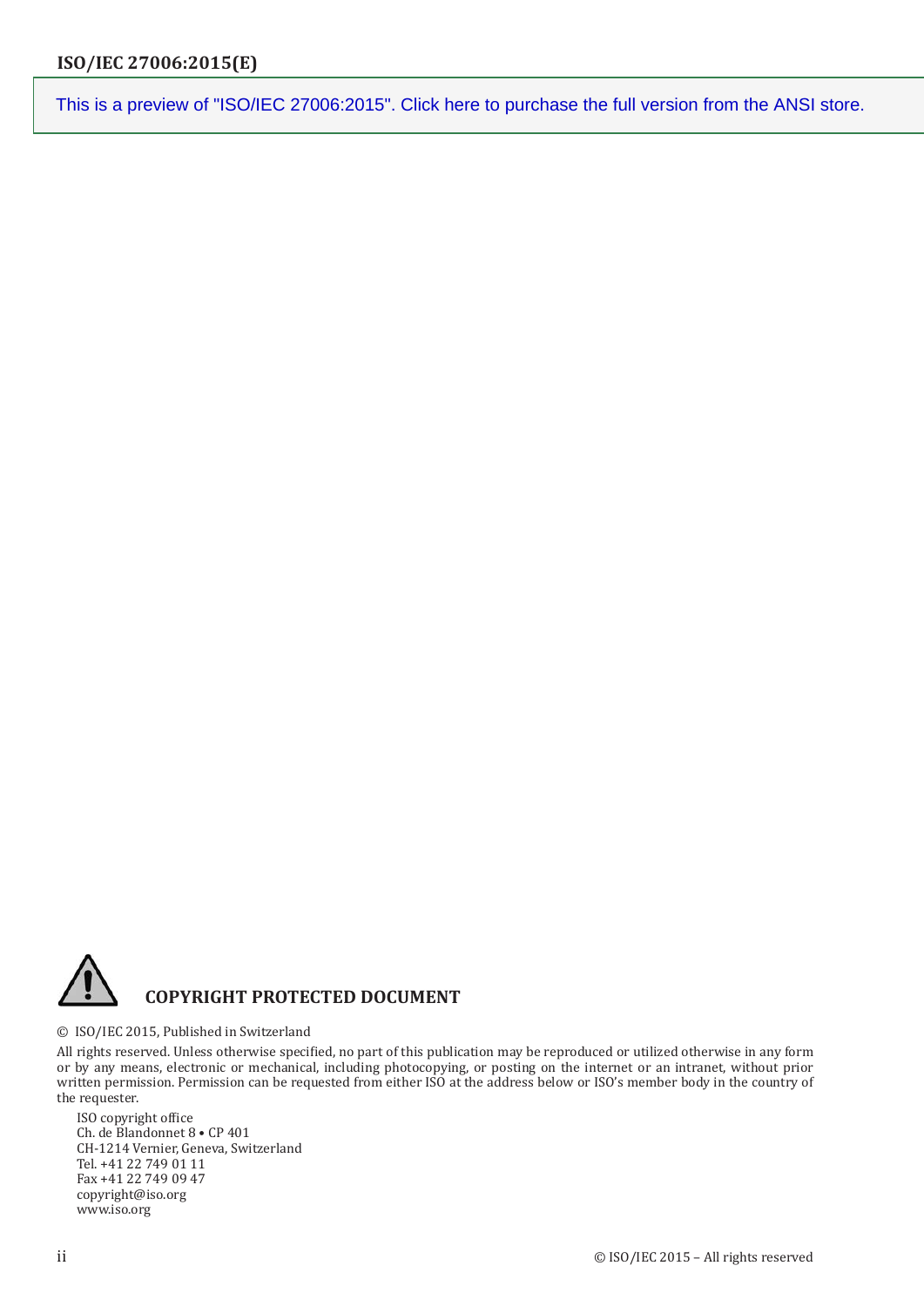This is a preview of "ISO/IEC 27006:2015". Click here to purchase the full version from the ANSI store.

**COPYRIGHT PROTECTED DOCUMENT**

© ISO/IEC 2015, Published in Switzerland

All rights reserved. Unless otherwise specified, no part of this publication may be reproduced or utilized otherwise in any form or by any means, electronic or mechanical, including photocopying, or posting on the internet or an intranet, without prior written permission. Permission can be requested from either ISO at the address below or ISO's member body in the country of the requester.

ISO copyright office
Ch. de Blandonnet 8 • CP 401
CH-1214 Vernier, Geneva, Switzerland
Tel. +41 22 749 01 11
Fax +41 22 749 09 47
copyright@iso.org
www.iso.org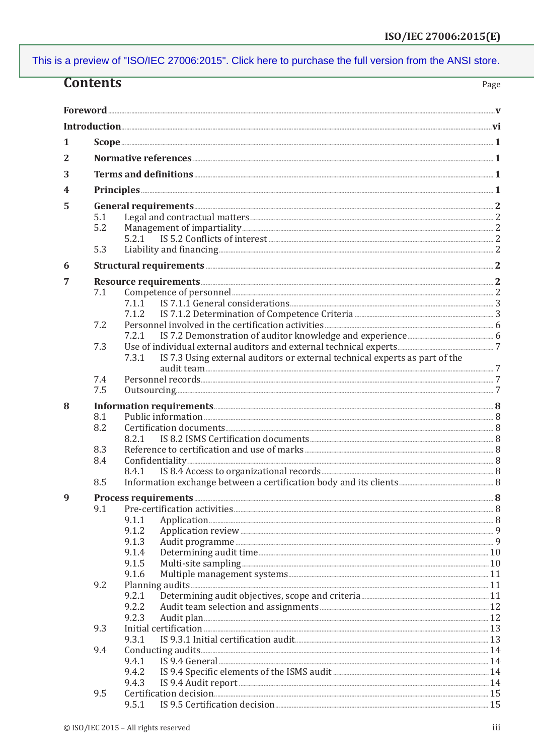# Contents

| | | Page |
|---|---|---|
| **Foreword** | | **v** |
| **Introduction** | | **vi** |
| **1** | **Scope** | **1** |
| **2** | **Normative references** | **1** |
| **3** | **Terms and definitions** | **1** |
| **4** | **Principles** | **1** |
| **5** | **General requirements** | **2** |
| 5.1 | Legal and contractual matters | 2 |
| 5.2 | Management of impartiality | 2 |
| 5.2.1 | IS 5.2 Conflicts of interest | 2 |
| 5.3 | Liability and financing | 2 |
| **6** | **Structural requirements** | **2** |
| **7** | **Resource requirements** | **2** |
| 7.1 | Competence of personnel | 2 |
| 7.1.1 | IS 7.1.1 General considerations | 3 |
| 7.1.2 | IS 7.1.2 Determination of Competence Criteria | 3 |
| 7.2 | Personnel involved in the certification activities | 6 |
| 7.2.1 | IS 7.2 Demonstration of auditor knowledge and experience | 6 |
| 7.3 | Use of individual external auditors and external technical experts | 7 |
| 7.3.1 | IS 7.3 Using external auditors or external technical experts as part of the audit team | 7 |
| 7.4 | Personnel records | 7 |
| 7.5 | Outsourcing | 7 |
| **8** | **Information requirements** | **8** |
| 8.1 | Public information | 8 |
| 8.2 | Certification documents | 8 |
| 8.2.1 | IS 8.2 ISMS Certification documents | 8 |
| 8.3 | Reference to certification and use of marks | 8 |
| 8.4 | Confidentiality | 8 |
| 8.4.1 | IS 8.4 Access to organizational records | 8 |
| 8.5 | Information exchange between a certification body and its clients | 8 |
| **9** | **Process requirements** | **8** |
| 9.1 | Pre-certification activities | 8 |
| 9.1.1 | Application | 8 |
| 9.1.2 | Application review | 9 |
| 9.1.3 | Audit programme | 9 |
| 9.1.4 | Determining audit time | 10 |
| 9.1.5 | Multi-site sampling | 10 |
| 9.1.6 | Multiple management systems | 11 |
| 9.2 | Planning audits | 11 |
| 9.2.1 | Determining audit objectives, scope and criteria | 11 |
| 9.2.2 | Audit team selection and assignments | 12 |
| 9.2.3 | Audit plan | 12 |
| 9.3 | Initial certification | 13 |
| 9.3.1 | IS 9.3.1 Initial certification audit | 13 |
| 9.4 | Conducting audits | 14 |
| 9.4.1 | IS 9.4 General | 14 |
| 9.4.2 | IS 9.4 Specific elements of the ISMS audit | 14 |
| 9.4.3 | IS 9.4 Audit report | 14 |
| 9.5 | Certification decision | 15 |
| 9.5.1 | IS 9.5 Certification decision | 15 |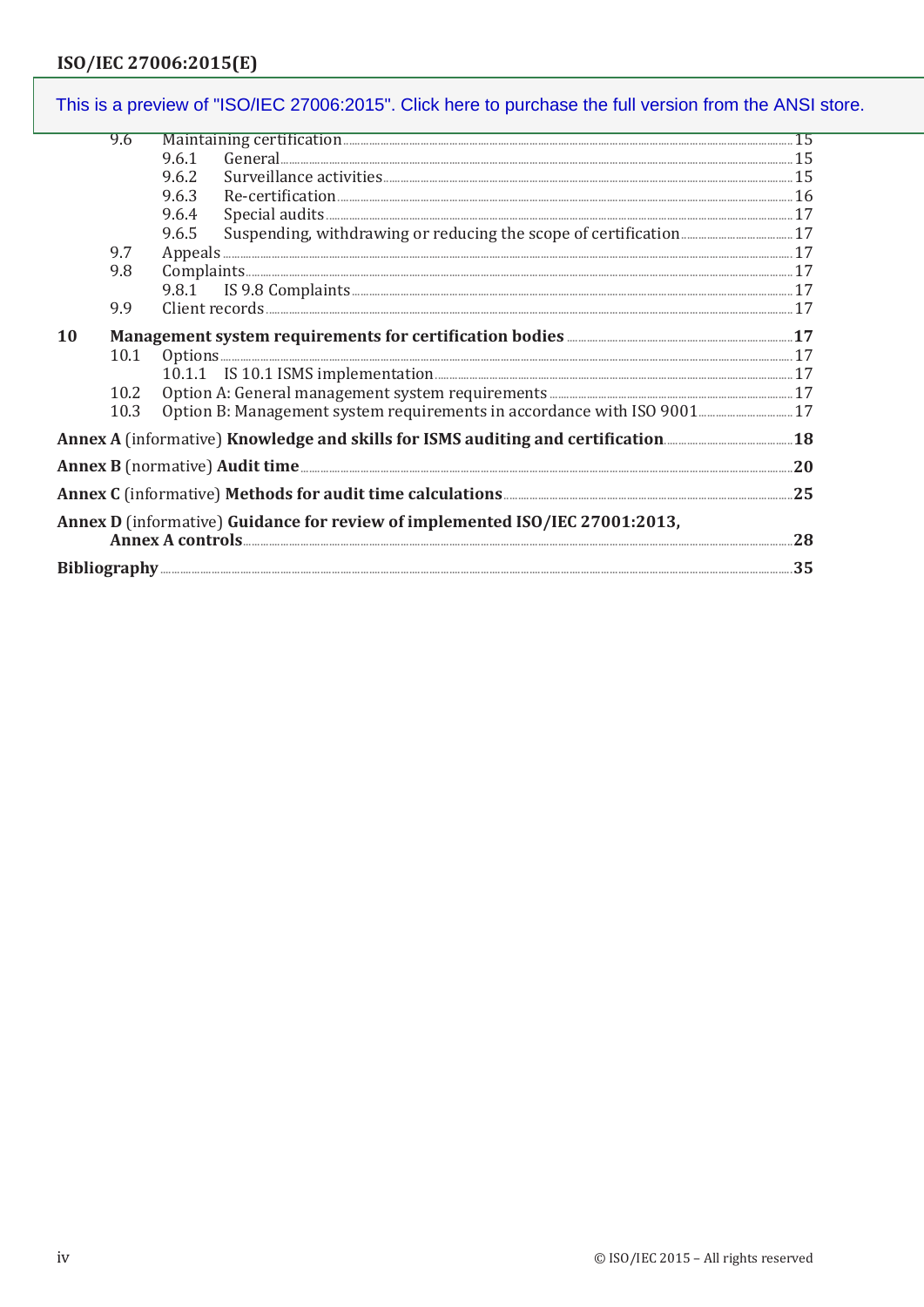9.6 Maintaining certification ... 15
- 9.6.1 General ... 15
- 9.6.2 Surveillance activities ... 15
- 9.6.3 Re-certification ... 16
- 9.6.4 Special audits ... 17
- 9.6.5 Suspending, withdrawing or reducing the scope of certification ... 17

9.7 Appeals ... 17

9.8 Complaints ... 17
- 9.8.1 IS 9.8 Complaints ... 17

9.9 Client records ... 17

**10 Management system requirements for certification bodies ... 17**

10.1 Options ... 17
- 10.1.1 IS 10.1 ISMS implementation ... 17

10.2 Option A: General management system requirements ... 17

10.3 Option B: Management system requirements in accordance with ISO 9001 ... 17

**Annex A** (informative) **Knowledge and skills for ISMS auditing and certification ... 18**

**Annex B** (normative) **Audit time ... 20**

**Annex C** (informative) **Methods for audit time calculations ... 25**

**Annex D** (informative) **Guidance for review of implemented ISO/IEC 27001:2013, Annex A controls ... 28**

**Bibliography ... 35**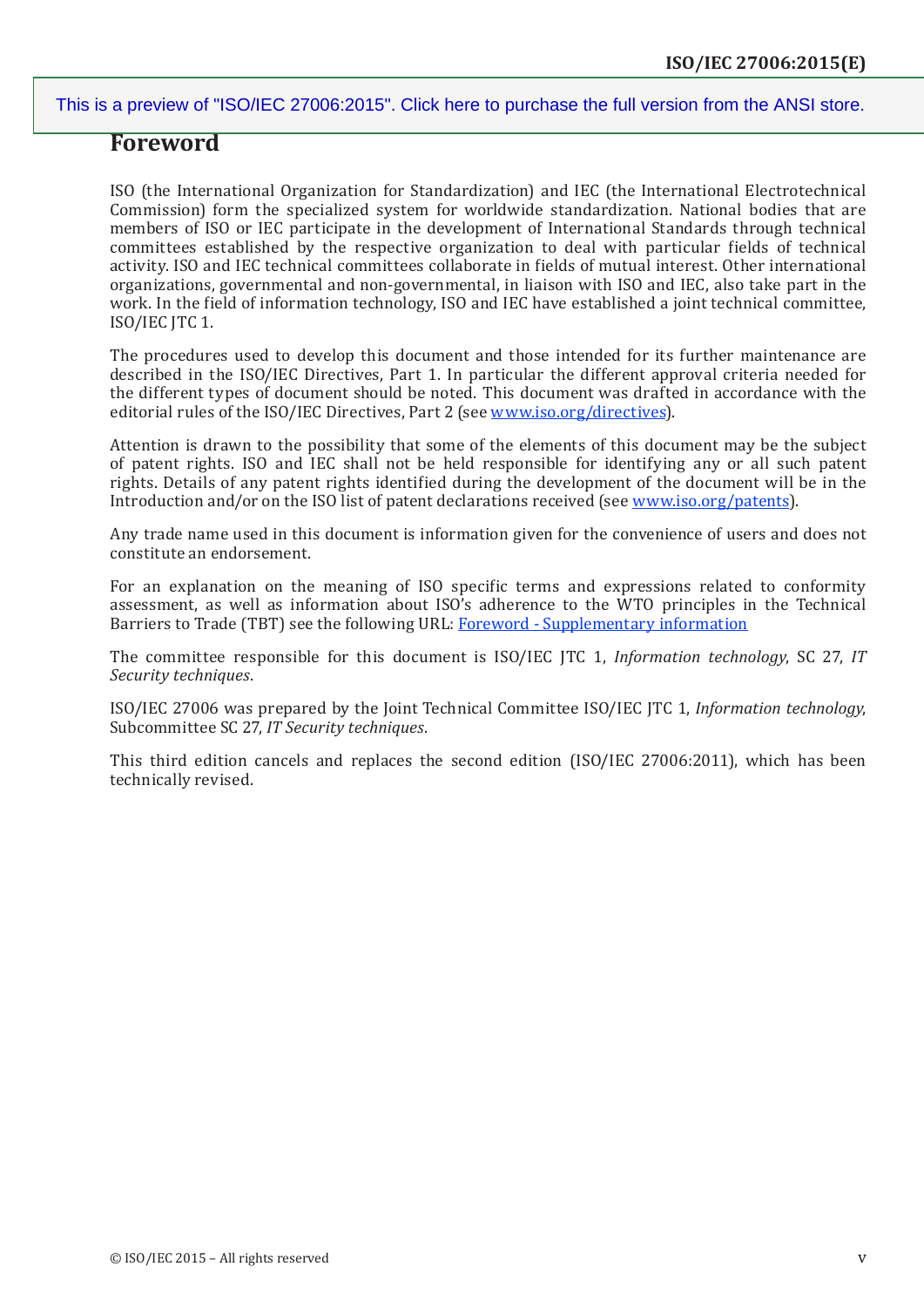# Foreword

ISO (the International Organization for Standardization) and IEC (the International Electrotechnical Commission) form the specialized system for worldwide standardization. National bodies that are members of ISO or IEC participate in the development of International Standards through technical committees established by the respective organization to deal with particular fields of technical activity. ISO and IEC technical committees collaborate in fields of mutual interest. Other international organizations, governmental and non-governmental, in liaison with ISO and IEC, also take part in the work. In the field of information technology, ISO and IEC have established a joint technical committee, ISO/IEC JTC 1.

The procedures used to develop this document and those intended for its further maintenance are described in the ISO/IEC Directives, Part 1. In particular the different approval criteria needed for the different types of document should be noted. This document was drafted in accordance with the editorial rules of the ISO/IEC Directives, Part 2 (see www.iso.org/directives).

Attention is drawn to the possibility that some of the elements of this document may be the subject of patent rights. ISO and IEC shall not be held responsible for identifying any or all such patent rights. Details of any patent rights identified during the development of the document will be in the Introduction and/or on the ISO list of patent declarations received (see www.iso.org/patents).

Any trade name used in this document is information given for the convenience of users and does not constitute an endorsement.

For an explanation on the meaning of ISO specific terms and expressions related to conformity assessment, as well as information about ISO's adherence to the WTO principles in the Technical Barriers to Trade (TBT) see the following URL: Foreword - Supplementary information

The committee responsible for this document is ISO/IEC JTC 1, *Information technology*, SC 27, *IT Security techniques*.

ISO/IEC 27006 was prepared by the Joint Technical Committee ISO/IEC JTC 1, *Information technology*, Subcommittee SC 27, *IT Security techniques*.

This third edition cancels and replaces the second edition (ISO/IEC 27006:2011), which has been technically revised.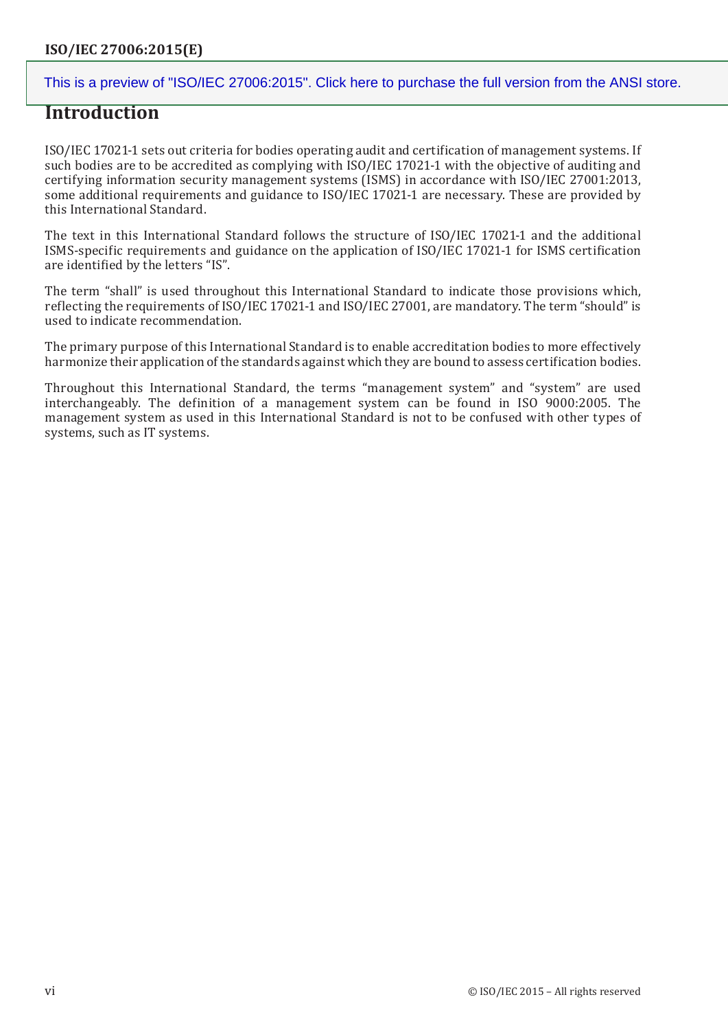# Introduction

ISO/IEC 17021-1 sets out criteria for bodies operating audit and certification of management systems. If such bodies are to be accredited as complying with ISO/IEC 17021-1 with the objective of auditing and certifying information security management systems (ISMS) in accordance with ISO/IEC 27001:2013, some additional requirements and guidance to ISO/IEC 17021-1 are necessary. These are provided by this International Standard.

The text in this International Standard follows the structure of ISO/IEC 17021-1 and the additional ISMS-specific requirements and guidance on the application of ISO/IEC 17021-1 for ISMS certification are identified by the letters "IS".

The term "shall" is used throughout this International Standard to indicate those provisions which, reflecting the requirements of ISO/IEC 17021-1 and ISO/IEC 27001, are mandatory. The term "should" is used to indicate recommendation.

The primary purpose of this International Standard is to enable accreditation bodies to more effectively harmonize their application of the standards against which they are bound to assess certification bodies.

Throughout this International Standard, the terms "management system" and "system" are used interchangeably. The definition of a management system can be found in ISO 9000:2005. The management system as used in this International Standard is not to be confused with other types of systems, such as IT systems.